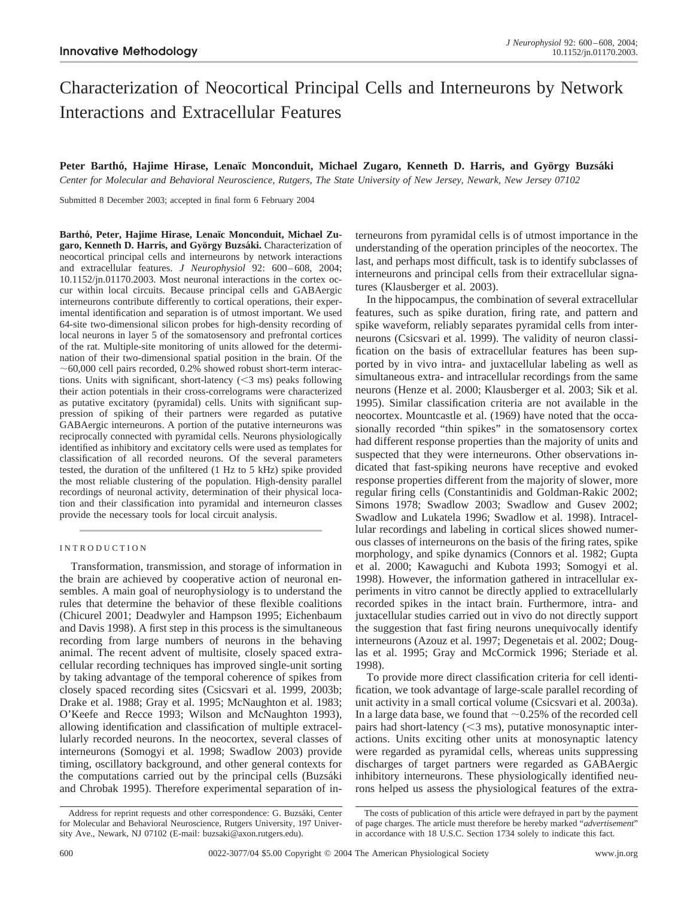**Innovative Methodology**

# Characterization of Neocortical Principal Cells and Interneurons by Network Interactions and Extracellular Features

**Peter Barthó, Hajime Hirase, Lenaïc Monconduit, Michael Zugaro, Kenneth D. Harris, and György Buzsáki**

*Center for Molecular and Behavioral Neuroscience, Rutgers, The State University of New Jersey, Newark, New Jersey 07102*

Submitted 8 December 2003; accepted in final form 6 February 2004

**Barthó, Peter, Hajime Hirase, Lenaïc Monconduit, Michael Zugaro, Kenneth D. Harris, and György Buzsáki.** Characterization of neocortical principal cells and interneurons by network interactions and extracellular features. *J Neurophysiol* 92: 600–608, 2004; 10.1152/jn.01170.2003. Most neuronal interactions in the cortex occur within local circuits. Because principal cells and GABAergic interneurons contribute differently to cortical operations, their experimental identification and separation is of utmost important. We used 64-site two-dimensional silicon probes for high-density recording of local neurons in layer 5 of the somatosensory and prefrontal cortices of the rat. Multiple-site monitoring of units allowed for the determination of their two-dimensional spatial position in the brain. Of the ~60,000 cell pairs recorded, 0.2% showed robust short-term interactions. Units with significant, short-latency (<3 ms) peaks following their action potentials in their cross-correlograms were characterized as putative excitatory (pyramidal) cells. Units with significant suppression of spiking of their partners were regarded as putative GABAergic interneurons. A portion of the putative interneurons was reciprocally connected with pyramidal cells. Neurons physiologically identified as inhibitory and excitatory cells were used as templates for classification of all recorded neurons. Of the several parameters tested, the duration of the unfiltered (1 Hz to 5 kHz) spike provided the most reliable clustering of the population. High-density parallel recordings of neuronal activity, determination of their physical location and their classification into pyramidal and interneuron classes provide the necessary tools for local circuit analysis.

## INTRODUCTION

Transformation, transmission, and storage of information in the brain are achieved by cooperative action of neuronal ensembles. A main goal of neurophysiology is to understand the rules that determine the behavior of these flexible coalitions (Chicurel 2001; Deadwyler and Hampson 1995; Eichenbaum and Davis 1998). A first step in this process is the simultaneous recording from large numbers of neurons in the behaving animal. The recent advent of multisite, closely spaced extracellular recording techniques has improved single-unit sorting by taking advantage of the temporal coherence of spikes from closely spaced recording sites (Csicsvari et al. 1999, 2003b; Drake et al. 1988; Gray et al. 1995; McNaughton et al. 1983; O'Keefe and Recce 1993; Wilson and McNaughton 1993), allowing identification and classification of multiple extracellularly recorded neurons. In the neocortex, several classes of interneurons (Somogyi et al. 1998; Swadlow 2003) provide timing, oscillatory background, and other general contexts for the computations carried out by the principal cells (Buzsáki and Chrobak 1995). Therefore experimental separation of interneurons from pyramidal cells is of utmost importance in the understanding of the operation principles of the neocortex. The last, and perhaps most difficult, task is to identify subclasses of interneurons and principal cells from their extracellular signatures (Klausberger et al. 2003).

In the hippocampus, the combination of several extracellular features, such as spike duration, firing rate, and pattern and spike waveform, reliably separates pyramidal cells from interneurons (Csicsvari et al. 1999). The validity of neuron classification on the basis of extracellular features has been supported by in vivo intra- and juxtacellular labeling as well as simultaneous extra- and intracellular recordings from the same neurons (Henze et al. 2000; Klausberger et al. 2003; Sik et al. 1995). Similar classification criteria are not available in the neocortex. Mountcastle et al. (1969) have noted that the occasionally recorded "thin spikes" in the somatosensory cortex had different response properties than the majority of units and suspected that they were interneurons. Other observations indicated that fast-spiking neurons have receptive and evoked response properties different from the majority of slower, more regular firing cells (Constantinidis and Goldman-Rakic 2002; Simons 1978; Swadlow 2003; Swadlow and Gusev 2002; Swadlow and Lukatela 1996; Swadlow et al. 1998). Intracellular recordings and labeling in cortical slices showed numerous classes of interneurons on the basis of the firing rates, spike morphology, and spike dynamics (Connors et al. 1982; Gupta et al. 2000; Kawaguchi and Kubota 1993; Somogyi et al. 1998). However, the information gathered in intracellular experiments in vitro cannot be directly applied to extracellularly recorded spikes in the intact brain. Furthermore, intra- and juxtacellular studies carried out in vivo do not directly support the suggestion that fast firing neurons unequivocally identify interneurons (Azouz et al. 1997; Degenetais et al. 2002; Douglas et al. 1995; Gray and McCormick 1996; Steriade et al. 1998).

To provide more direct classification criteria for cell identification, we took advantage of large-scale parallel recording of unit activity in a small cortical volume (Csicsvari et al. 2003a). In a large data base, we found that ~0.25% of the recorded cell pairs had short-latency (<3 ms), putative monosynaptic interactions. Units exciting other units at monosynaptic latency were regarded as pyramidal cells, whereas units suppressing discharges of target partners were regarded as GABAergic inhibitory interneurons. These physiologically identified neurons helped us assess the physiological features of the extra-

Address for reprint requests and other correspondence: G. Buzsáki, Center for Molecular and Behavioral Neuroscience, Rutgers University, 197 University Ave., Newark, NJ 07102 (E-mail: buzsaki@axon.rutgers.edu).

The costs of publication of this article were defrayed in part by the payment of page charges. The article must therefore be hereby marked "*advertisement*" in accordance with 18 U.S.C. Section 1734 solely to indicate this fact.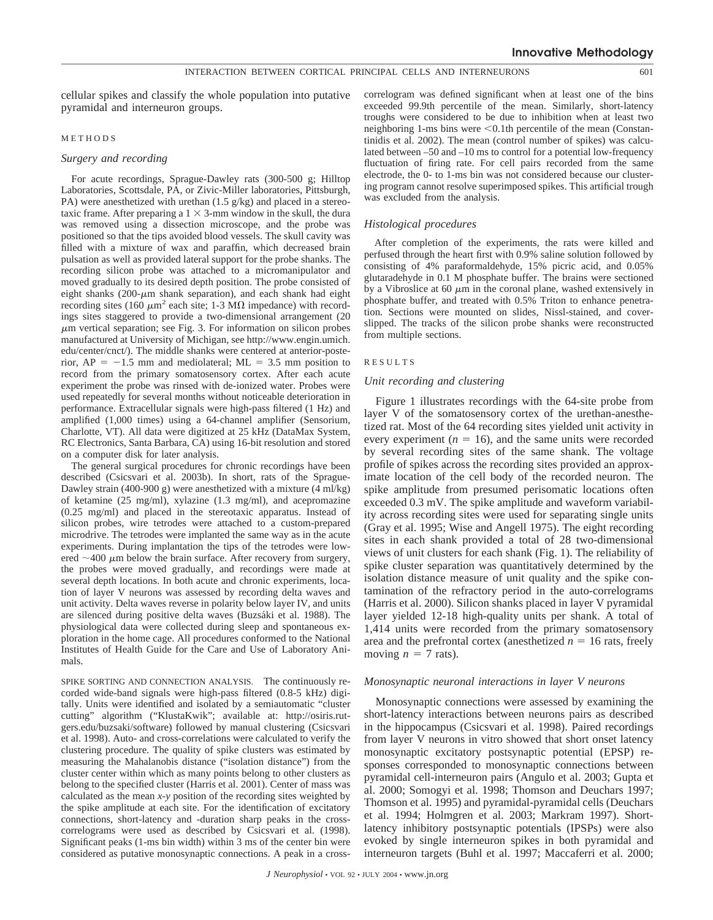cellular spikes and classify the whole population into putative pyramidal and interneuron groups.

## METHODS

### *Surgery and recording*

For acute recordings, Sprague-Dawley rats (300-500 g; Hilltop Laboratories, Scottsdale, PA, or Zivic-Miller laboratories, Pittsburgh, PA) were anesthetized with urethan (1.5 g/kg) and placed in a stereotaxic frame. After preparing a 1 × 3-mm window in the skull, the dura was removed using a dissection microscope, and the probe was positioned so that the tips avoided blood vessels. The skull cavity was filled with a mixture of wax and paraffin, which decreased brain pulsation as well as provided lateral support for the probe shanks. The recording silicon probe was attached to a micromanipulator and moved gradually to its desired depth position. The probe consisted of eight shanks (200-$\mu$m shank separation), and each shank had eight recording sites (160 $\mu m^2$ each site; 1-3 M$\Omega$ impedance) with recordings sites staggered to provide a two-dimensional arrangement (20 $\mu$m vertical separation; see Fig. 3. For information on silicon probes manufactured at University of Michigan, see http://www.engin.umich.edu/center/cnct/). The middle shanks were centered at anterior-posterior, AP = −1.5 mm and mediolateral; ML = 3.5 mm position to record from the primary somatosensory cortex. After each acute experiment the probe was rinsed with de-ionized water. Probes were used repeatedly for several months without noticeable deterioration in performance. Extracellular signals were high-pass filtered (1 Hz) and amplified (1,000 times) using a 64-channel amplifier (Sensorium, Charlotte, VT). All data were digitized at 25 kHz (DataMax System, RC Electronics, Santa Barbara, CA) using 16-bit resolution and stored on a computer disk for later analysis.

The general surgical procedures for chronic recordings have been described (Csicsvari et al. 2003b). In short, rats of the Sprague-Dawley strain (400-900 g) were anesthetized with a mixture (4 ml/kg) of ketamine (25 mg/ml), xylazine (1.3 mg/ml), and acepromazine (0.25 mg/ml) and placed in the stereotaxic apparatus. Instead of silicon probes, wire tetrodes were attached to a custom-prepared microdrive. The tetrodes were implanted the same way as in the acute experiments. During implantation the tips of the tetrodes were lowered ~400 $\mu$m below the brain surface. After recovery from surgery, the probes were moved gradually, and recordings were made at several depth locations. In both acute and chronic experiments, location of layer V neurons was assessed by recording delta waves and unit activity. Delta waves reverse in polarity below layer IV, and units are silenced during positive delta waves (Buzsáki et al. 1988). The physiological data were collected during sleep and spontaneous exploration in the home cage. All procedures conformed to the National Institutes of Health Guide for the Care and Use of Laboratory Animals.

SPIKE SORTING AND CONNECTION ANALYSIS. The continuously recorded wide-band signals were high-pass filtered (0.8-5 kHz) digitally. Units were identified and isolated by a semiautomatic "cluster cutting" algorithm ("KlustaKwik"; available at: http://osiris.rutgers.edu/buzsaki/software) followed by manual clustering (Csicsvari et al. 1998). Auto- and cross-correlations were calculated to verify the clustering procedure. The quality of spike clusters was estimated by measuring the Mahalanobis distance ("isolation distance") from the cluster center within which as many points belong to other clusters as belong to the specified cluster (Harris et al. 2001). Center of mass was calculated as the mean *x-y* position of the recording sites weighted by the spike amplitude at each site. For the identification of excitatory connections, short-latency and -duration sharp peaks in the cross-correlograms were used as described by Csicsvari et al. (1998). Significant peaks (1-ms bin width) within 3 ms of the center bin were considered as putative monosynaptic connections. A peak in a cross-correlogram was defined significant when at least one of the bins exceeded 99.9th percentile of the mean. Similarly, short-latency troughs were considered to be due to inhibition when at least two neighboring 1-ms bins were <0.1th percentile of the mean (Constantinidis et al. 2002). The mean (control number of spikes) was calculated between –50 and –10 ms to control for a potential low-frequency fluctuation of firing rate. For cell pairs recorded from the same electrode, the 0- to 1-ms bin was not considered because our clustering program cannot resolve superimposed spikes. This artificial trough was excluded from the analysis.

### *Histological procedures*

After completion of the experiments, the rats were killed and perfused through the heart first with 0.9% saline solution followed by consisting of 4% paraformaldehyde, 15% picric acid, and 0.05% glutaradehyde in 0.1 M phosphate buffer. The brains were sectioned by a Vibroslice at 60 $\mu$m in the coronal plane, washed extensively in phosphate buffer, and treated with 0.5% Triton to enhance penetration. Sections were mounted on slides, Nissl-stained, and coverslipped. The tracks of the silicon probe shanks were reconstructed from multiple sections.

## RESULTS

### *Unit recording and clustering*

Figure 1 illustrates recordings with the 64-site probe from layer V of the somatosensory cortex of the urethan-anesthetized rat. Most of the 64 recording sites yielded unit activity in every experiment ($n$ = 16), and the same units were recorded by several recording sites of the same shank. The voltage profile of spikes across the recording sites provided an approximate location of the cell body of the recorded neuron. The spike amplitude from presumed perisomatic locations often exceeded 0.3 mV. The spike amplitude and waveform variability across recording sites were used for separating single units (Gray et al. 1995; Wise and Angell 1975). The eight recording sites in each shank provided a total of 28 two-dimensional views of unit clusters for each shank (Fig. 1). The reliability of spike cluster separation was quantitatively determined by the isolation distance measure of unit quality and the spike contamination of the refractory period in the auto-correlograms (Harris et al. 2000). Silicon shanks placed in layer V pyramidal layer yielded 12-18 high-quality units per shank. A total of 1,414 units were recorded from the primary somatosensory area and the prefrontal cortex (anesthetized $n$ = 16 rats, freely moving $n$ = 7 rats).

### *Monosynaptic neuronal interactions in layer V neurons*

Monosynaptic connections were assessed by examining the short-latency interactions between neurons pairs as described in the hippocampus (Csicsvari et al. 1998). Paired recordings from layer V neurons in vitro showed that short onset latency monosynaptic excitatory postsynaptic potential (EPSP) responses corresponded to monosynaptic connections between pyramidal cell-interneuron pairs (Angulo et al. 2003; Gupta et al. 2000; Somogyi et al. 1998; Thomson and Deuchars 1997; Thomson et al. 1995) and pyramidal-pyramidal cells (Deuchars et al. 1994; Holmgren et al. 2003; Markram 1997). Short-latency inhibitory postsynaptic potentials (IPSPs) were also evoked by single interneuron spikes in both pyramidal and interneuron targets (Buhl et al. 1997; Maccaferri et al. 2000;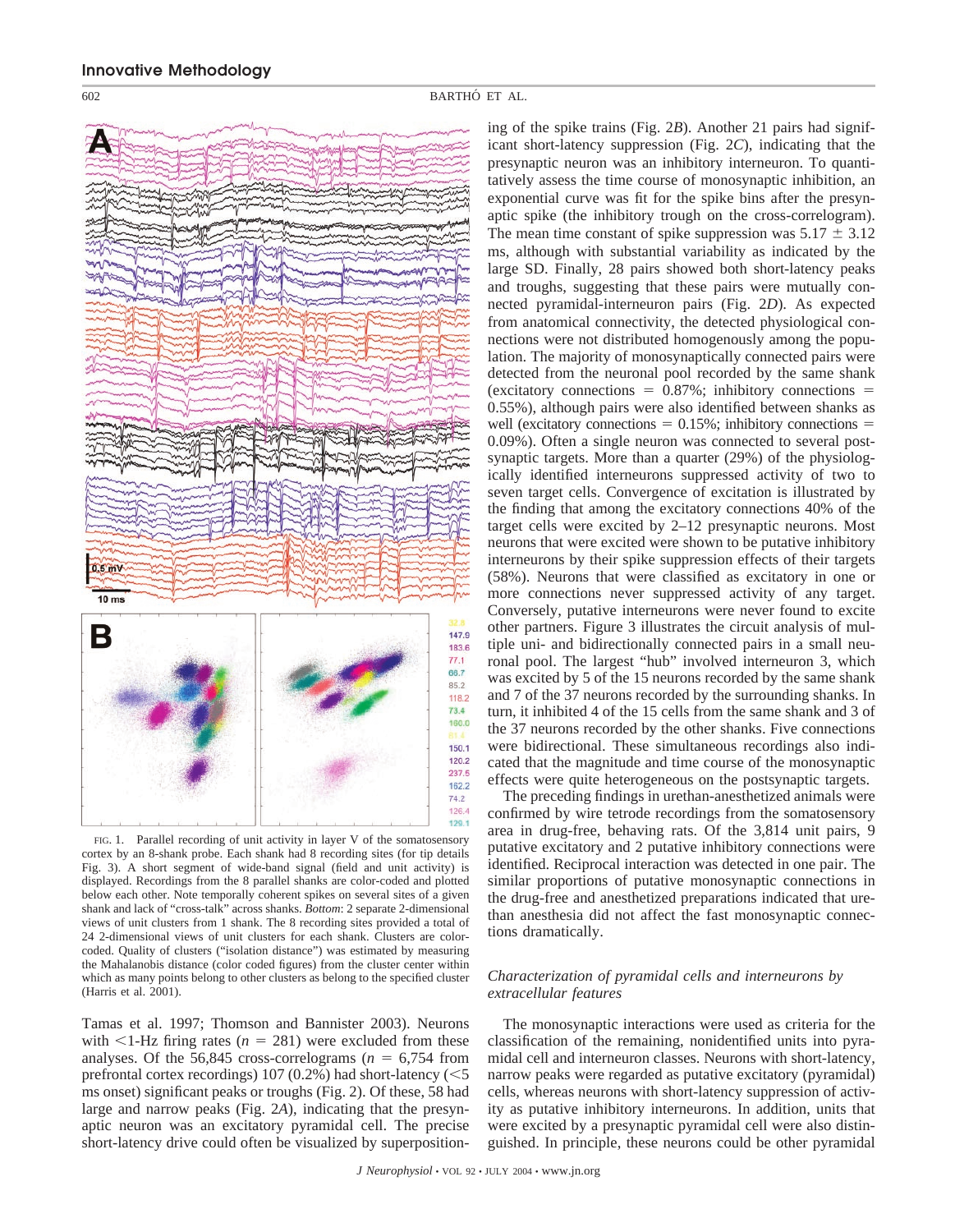FIG. 1. Parallel recording of unit activity in layer V of the somatosensory cortex by an 8-shank probe. Each shank had 8 recording sites (for tip details Fig. 3). A short segment of wide-band signal (field and unit activity) is displayed. Recordings from the 8 parallel shanks are color-coded and plotted below each other. Note temporally coherent spikes on several sites of a given shank and lack of "cross-talk" across shanks. *Bottom*: 2 separate 2-dimensional views of unit clusters from 1 shank. The 8 recording sites provided a total of 24 2-dimensional views of unit clusters for each shank. Clusters are color-coded. Quality of clusters ("isolation distance") was estimated by measuring the Mahalanobis distance (color coded figures) from the cluster center within which as many points belong to other clusters as belong to the specified cluster (Harris et al. 2001).

Tamas et al. 1997; Thomson and Bannister 2003). Neurons with <1-Hz firing rates ($n$ = 281) were excluded from these analyses. Of the 56,845 cross-correlograms ($n$ = 6,754 from prefrontal cortex recordings) 107 (0.2%) had short-latency (<5 ms onset) significant peaks or troughs (Fig. 2). Of these, 58 had large and narrow peaks (Fig. 2*A*), indicating that the presynaptic neuron was an excitatory pyramidal cell. The precise short-latency drive could often be visualized by superpositioning of the spike trains (Fig. 2*B*). Another 21 pairs had significant short-latency suppression (Fig. 2*C*), indicating that the presynaptic neuron was an inhibitory interneuron. To quantitatively assess the time course of monosynaptic inhibition, an exponential curve was fit for the spike bins after the presynaptic spike (the inhibitory trough on the cross-correlogram). The mean time constant of spike suppression was 5.17 ± 3.12 ms, although with substantial variability as indicated by the large SD. Finally, 28 pairs showed both short-latency peaks and troughs, suggesting that these pairs were mutually connected pyramidal-interneuron pairs (Fig. 2*D*). As expected from anatomical connectivity, the detected physiological connections were not distributed homogenously among the population. The majority of monosynaptically connected pairs were detected from the neuronal pool recorded by the same shank (excitatory connections = 0.87%; inhibitory connections = 0.55%), although pairs were also identified between shanks as well (excitatory connections = 0.15%; inhibitory connections = 0.09%). Often a single neuron was connected to several postsynaptic targets. More than a quarter (29%) of the physiologically identified interneurons suppressed activity of two to seven target cells. Convergence of excitation is illustrated by the finding that among the excitatory connections 40% of the target cells were excited by 2–12 presynaptic neurons. Most neurons that were excited were shown to be putative inhibitory interneurons by their spike suppression effects of their targets (58%). Neurons that were classified as excitatory in one or more connections never suppressed activity of any target. Conversely, putative interneurons were never found to excite other partners. Figure 3 illustrates the circuit analysis of multiple uni- and bidirectionally connected pairs in a small neuronal pool. The largest "hub" involved interneuron 3, which was excited by 5 of the 15 neurons recorded by the same shank and 7 of the 37 neurons recorded by the surrounding shanks. In turn, it inhibited 4 of the 15 cells from the same shank and 3 of the 37 neurons recorded by the other shanks. Five connections were bidirectional. These simultaneous recordings also indicated that the magnitude and time course of the monosynaptic effects were quite heterogeneous on the postsynaptic targets.

The preceding findings in urethan-anesthetized animals were confirmed by wire tetrode recordings from the somatosensory area in drug-free, behaving rats. Of the 3,814 unit pairs, 9 putative excitatory and 2 putative inhibitory connections were identified. Reciprocal interaction was detected in one pair. The similar proportions of putative monosynaptic connections in the drug-free and anesthetized preparations indicated that urethan anesthesia did not affect the fast monosynaptic connections dramatically.

### *Characterization of pyramidal cells and interneurons by extracellular features*

The monosynaptic interactions were used as criteria for the classification of the remaining, nonidentified units into pyramidal cell and interneuron classes. Neurons with short-latency, narrow peaks were regarded as putative excitatory (pyramidal) cells, whereas neurons with short-latency suppression of activity as putative inhibitory interneurons. In addition, units that were excited by a presynaptic pyramidal cell were also distinguished. In principle, these neurons could be other pyramidal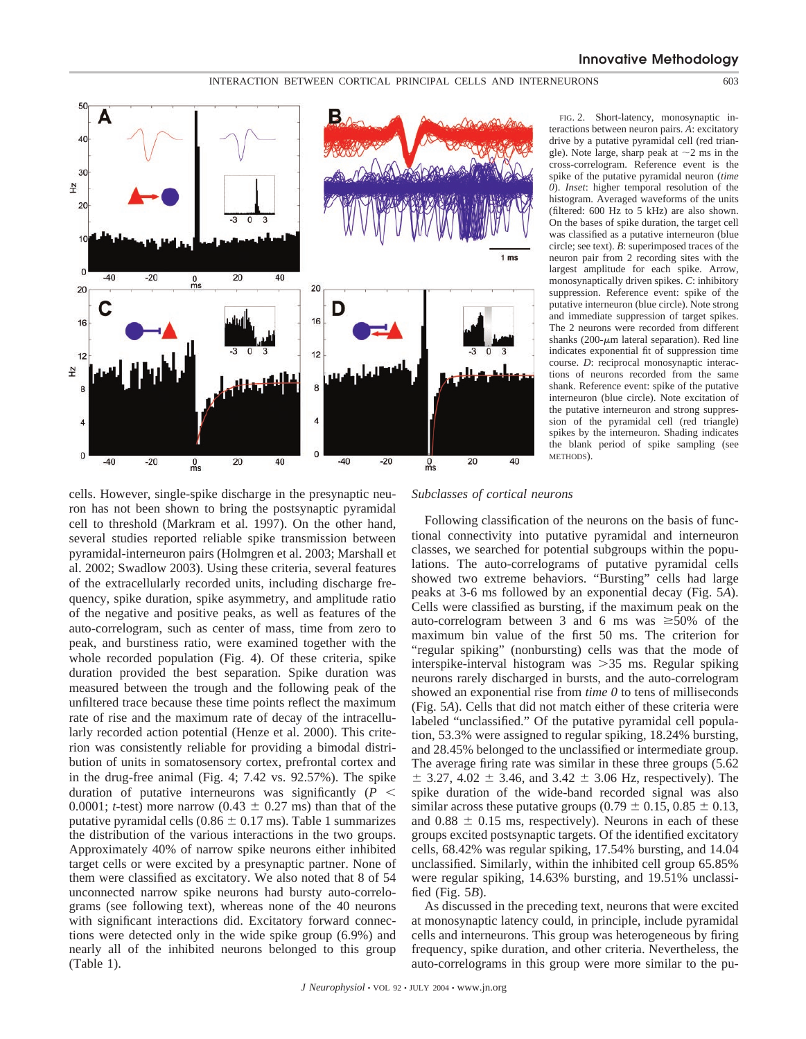FIG. 2. Short-latency, monosynaptic interactions between neuron pairs. *A*: excitatory drive by a putative pyramidal cell (red triangle). Note large, sharp peak at ~2 ms in the cross-correlogram. Reference event is the spike of the putative pyramidal neuron (*time 0*). *Inset*: higher temporal resolution of the histogram. Averaged waveforms of the units (filtered: 600 Hz to 5 kHz) are also shown. On the bases of spike duration, the target cell was classified as a putative interneuron (blue circle; see text). *B*: superimposed traces of the neuron pair from 2 recording sites with the largest amplitude for each spike. Arrow, monosynaptically driven spikes. *C*: inhibitory suppression. Reference event: spike of the putative interneuron (blue circle). Note strong and immediate suppression of target spikes. The 2 neurons were recorded from different shanks (200-μm lateral separation). Red line indicates exponential fit of suppression time course. *D*: reciprocal monosynaptic interactions of neurons recorded from the same shank. Reference event: spike of the putative interneuron (blue circle). Note excitation of the putative interneuron and strong suppression of the pyramidal cell (red triangle) spikes by the interneuron. Shading indicates the blank period of spike sampling (see METHODS).

cells. However, single-spike discharge in the presynaptic neuron has not been shown to bring the postsynaptic pyramidal cell to threshold (Markram et al. 1997). On the other hand, several studies reported reliable spike transmission between pyramidal-interneuron pairs (Holmgren et al. 2003; Marshall et al. 2002; Swadlow 2003). Using these criteria, several features of the extracellularly recorded units, including discharge frequency, spike duration, spike asymmetry, and amplitude ratio of the negative and positive peaks, as well as features of the auto-correlogram, such as center of mass, time from zero to peak, and burstiness ratio, were examined together with the whole recorded population (Fig. 4). Of these criteria, spike duration provided the best separation. Spike duration was measured between the trough and the following peak of the unfiltered trace because these time points reflect the maximum rate of rise and the maximum rate of decay of the intracellularly recorded action potential (Henze et al. 2000). This criterion was consistently reliable for providing a bimodal distribution of units in somatosensory cortex, prefrontal cortex and in the drug-free animal (Fig. 4; 7.42 vs. 92.57%). The spike duration of putative interneurons was significantly ($P < 0.0001$; *t*-test) more narrow (0.43 ± 0.27 ms) than that of the putative pyramidal cells (0.86 ± 0.17 ms). Table 1 summarizes the distribution of the various interactions in the two groups. Approximately 40% of narrow spike neurons either inhibited target cells or were excited by a presynaptic partner. None of them were classified as excitatory. We also noted that 8 of 54 unconnected narrow spike neurons had bursty auto-correlograms (see following text), whereas none of the 40 neurons with significant interactions did. Excitatory forward connections were detected only in the wide spike group (6.9%) and nearly all of the inhibited neurons belonged to this group (Table 1).

*Subclasses of cortical neurons*

Following classification of the neurons on the basis of functional connectivity into putative pyramidal and interneuron classes, we searched for potential subgroups within the populations. The auto-correlograms of putative pyramidal cells showed two extreme behaviors. "Bursting" cells had large peaks at 3-6 ms followed by an exponential decay (Fig. 5*A*). Cells were classified as bursting, if the maximum peak on the auto-correlogram between 3 and 6 ms was ≥50% of the maximum bin value of the first 50 ms. The criterion for "regular spiking" (nonbursting) cells was that the mode of interspike-interval histogram was >35 ms. Regular spiking neurons rarely discharged in bursts, and the auto-correlogram showed an exponential rise from *time 0* to tens of milliseconds (Fig. 5*A*). Cells that did not match either of these criteria were labeled "unclassified." Of the putative pyramidal cell population, 53.3% were assigned to regular spiking, 18.24% bursting, and 28.45% belonged to the unclassified or intermediate group. The average firing rate was similar in these three groups (5.62 ± 3.27, 4.02 ± 3.46, and 3.42 ± 3.06 Hz, respectively). The spike duration of the wide-band recorded signal was also similar across these putative groups (0.79 ± 0.15, 0.85 ± 0.13, and 0.88 ± 0.15 ms, respectively). Neurons in each of these groups excited postsynaptic targets. Of the identified excitatory cells, 68.42% was regular spiking, 17.54% bursting, and 14.04 unclassified. Similarly, within the inhibited cell group 65.85% were regular spiking, 14.63% bursting, and 19.51% unclassified (Fig. 5*B*).

As discussed in the preceding text, neurons that were excited at monosynaptic latency could, in principle, include pyramidal cells and interneurons. This group was heterogeneous by firing frequency, spike duration, and other criteria. Nevertheless, the auto-correlograms in this group were more similar to the pu-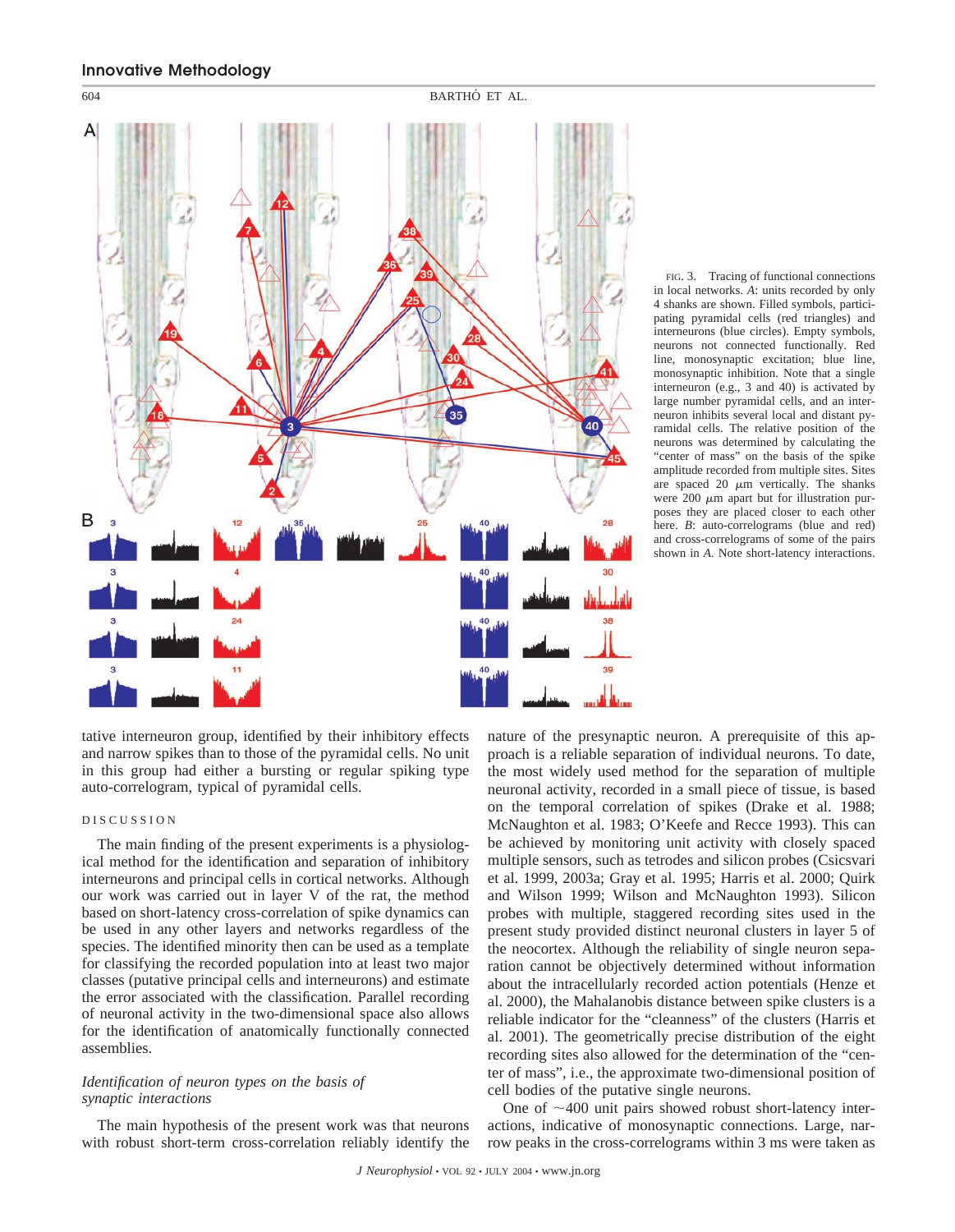FIG. 3. Tracing of functional connections in local networks. *A*: units recorded by only 4 shanks are shown. Filled symbols, participating pyramidal cells (red triangles) and interneurons (blue circles). Empty symbols, neurons not connected functionally. Red line, monosynaptic excitation; blue line, monosynaptic inhibition. Note that a single interneuron (e.g., 3 and 40) is activated by large number pyramidal cells, and an interneuron inhibits several local and distant pyramidal cells. The relative position of the neurons was determined by calculating the "center of mass" on the basis of the spike amplitude recorded from multiple sites. Sites are spaced 20 μm vertically. The shanks were 200 μm apart but for illustration purposes they are placed closer to each other here. *B*: auto-correlograms (blue and red) and cross-correlograms of some of the pairs shown in *A*. Note short-latency interactions.

tative interneuron group, identified by their inhibitory effects and narrow spikes than to those of the pyramidal cells. No unit in this group had either a bursting or regular spiking type auto-correlogram, typical of pyramidal cells.

## DISCUSSION

The main finding of the present experiments is a physiological method for the identification and separation of inhibitory interneurons and principal cells in cortical networks. Although our work was carried out in layer V of the rat, the method based on short-latency cross-correlation of spike dynamics can be used in any other layers and networks regardless of the species. The identified minority then can be used as a template for classifying the recorded population into at least two major classes (putative principal cells and interneurons) and estimate the error associated with the classification. Parallel recording of neuronal activity in the two-dimensional space also allows for the identification of anatomically functionally connected assemblies.

### *Identification of neuron types on the basis of synaptic interactions*

The main hypothesis of the present work was that neurons with robust short-term cross-correlation reliably identify the nature of the presynaptic neuron. A prerequisite of this approach is a reliable separation of individual neurons. To date, the most widely used method for the separation of multiple neuronal activity, recorded in a small piece of tissue, is based on the temporal correlation of spikes (Drake et al. 1988; McNaughton et al. 1983; O'Keefe and Recce 1993). This can be achieved by monitoring unit activity with closely spaced multiple sensors, such as tetrodes and silicon probes (Csicsvari et al. 1999, 2003a; Gray et al. 1995; Harris et al. 2000; Quirk and Wilson 1999; Wilson and McNaughton 1993). Silicon probes with multiple, staggered recording sites used in the present study provided distinct neuronal clusters in layer 5 of the neocortex. Although the reliability of single neuron separation cannot be objectively determined without information about the intracellularly recorded action potentials (Henze et al. 2000), the Mahalanobis distance between spike clusters is a reliable indicator for the "cleanness" of the clusters (Harris et al. 2001). The geometrically precise distribution of the eight recording sites also allowed for the determination of the "center of mass", i.e., the approximate two-dimensional position of cell bodies of the putative single neurons.

One of ~400 unit pairs showed robust short-latency interactions, indicative of monosynaptic connections. Large, narrow peaks in the cross-correlograms within 3 ms were taken as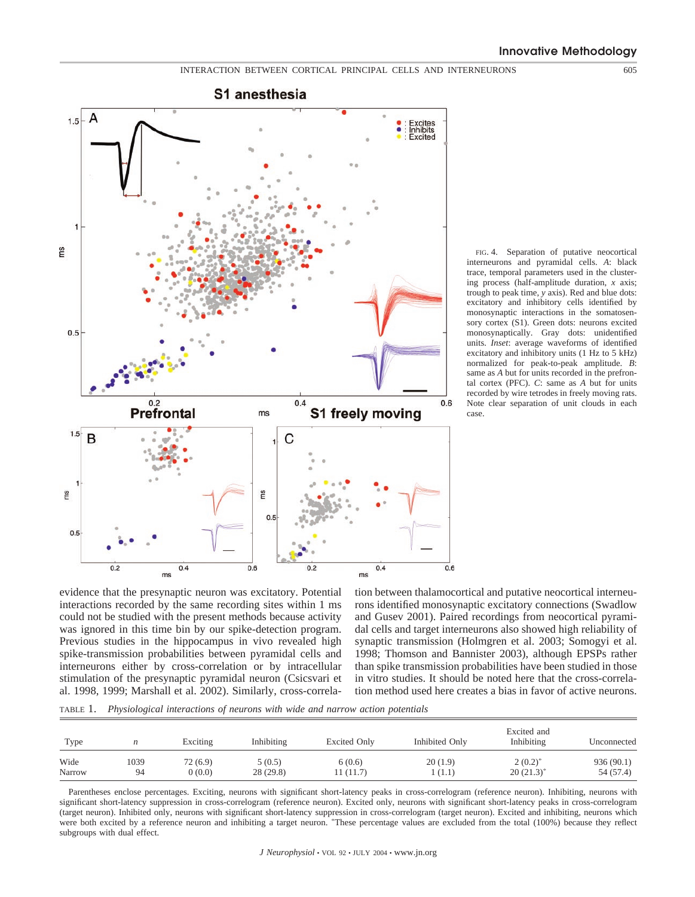FIG. 4. Separation of putative neocortical interneurons and pyramidal cells. *A*: black trace, temporal parameters used in the clustering process (half-amplitude duration, *x* axis; trough to peak time, *y* axis). Red and blue dots: excitatory and inhibitory cells identified by monosynaptic interactions in the somatosensory cortex (S1). Green dots: neurons excited monosynaptically. Gray dots: unidentified units. *Inset*: average waveforms of identified excitatory and inhibitory units (1 Hz to 5 kHz) normalized for peak-to-peak amplitude. *B*: same as *A* but for units recorded in the prefrontal cortex (PFC). *C*: same as *A* but for units recorded by wire tetrodes in freely moving rats. Note clear separation of unit clouds in each case.

evidence that the presynaptic neuron was excitatory. Potential interactions recorded by the same recording sites within 1 ms could not be studied with the present methods because activity was ignored in this time bin by our spike-detection program. Previous studies in the hippocampus in vivo revealed high spike-transmission probabilities between pyramidal cells and interneurons either by cross-correlation or by intracellular stimulation of the presynaptic pyramidal neuron (Csicsvari et al. 1998, 1999; Marshall et al. 2002). Similarly, cross-correlation between thalamocortical and putative neocortical interneurons identified monosynaptic excitatory connections (Swadlow and Gusev 2001). Paired recordings from neocortical pyramidal cells and target interneurons also showed high reliability of synaptic transmission (Holmgren et al. 2003; Somogyi et al. 1998; Thomson and Bannister 2003), although EPSPs rather than spike transmission probabilities have been studied in those in vitro studies. It should be noted here that the cross-correlation method used here creates a bias in favor of active neurons.

TABLE 1. *Physiological interactions of neurons with wide and narrow action potentials*

| Type | *n* | Exciting | Inhibiting | Excited Only | Inhibited Only | Excited and Inhibiting | Unconnected |
|---|---|---|---|---|---|---|---|
| Wide | 1039 | 72 (6.9) | 5 (0.5) | 6 (0.6) | 20 (1.9) | 2 (0.2)* | 936 (90.1) |
| Narrow | 94 | 0 (0.0) | 28 (29.8) | 11 (11.7) | 1 (1.1) | 20 (21.3)* | 54 (57.4) |

Parentheses enclose percentages. Exciting, neurons with significant short-latency peaks in cross-correlogram (reference neuron). Inhibiting, neurons with significant short-latency suppression in cross-correlogram (reference neuron). Excited only, neurons with significant short-latency peaks in cross-correlogram (target neuron). Inhibited only, neurons with significant short-latency suppression in cross-correlogram (target neuron). Excited and inhibiting, neurons which were both excited by a reference neuron and inhibiting a target neuron. *These percentage values are excluded from the total (100%) because they reflect subgroups with dual effect.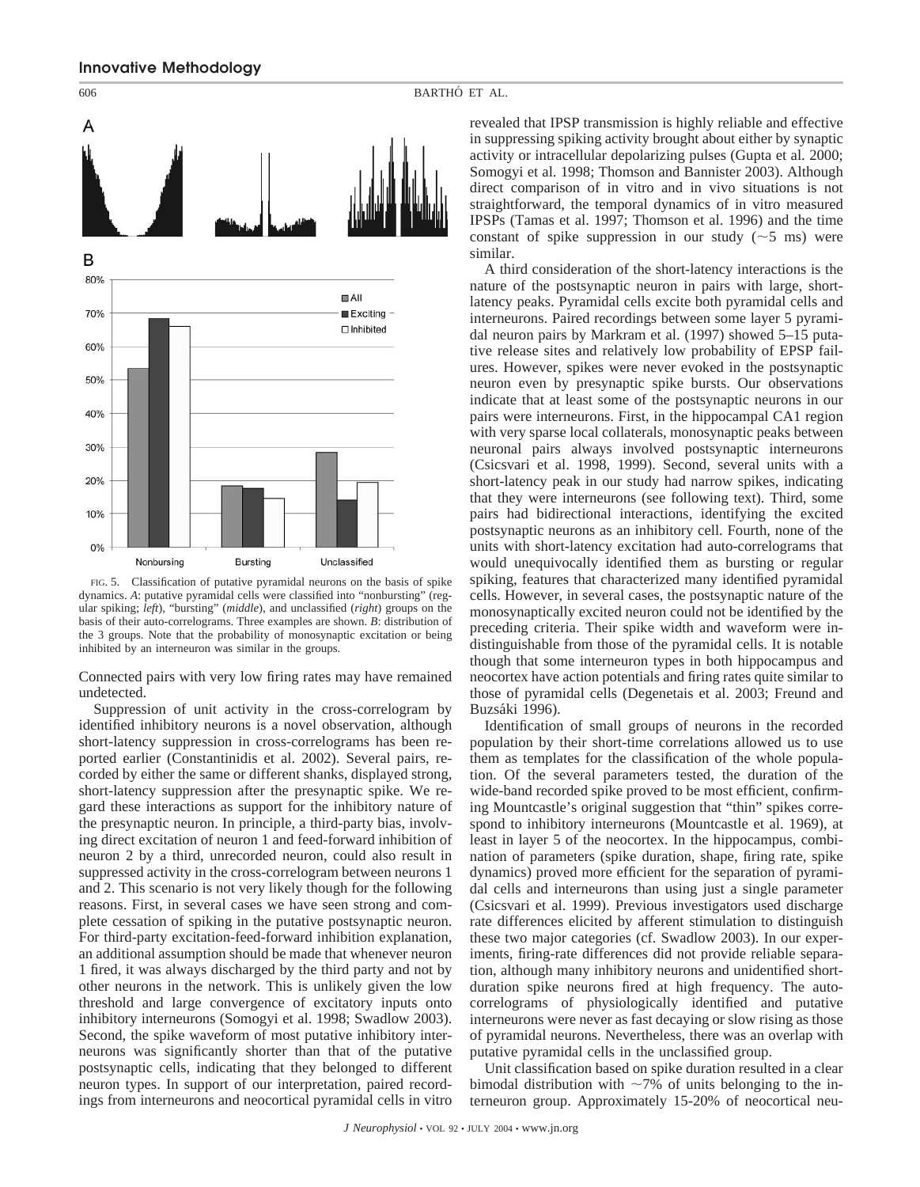A

B

FIG. 5. Classification of putative pyramidal neurons on the basis of spike dynamics. *A*: putative pyramidal cells were classified into "nonbursting" (regular spiking; *left*), "bursting" (*middle*), and unclassified (*right*) groups on the basis of their auto-correlograms. Three examples are shown. *B*: distribution of the 3 groups. Note that the probability of monosynaptic excitation or being inhibited by an interneuron was similar in the groups.

Connected pairs with very low firing rates may have remained undetected.

Suppression of unit activity in the cross-correlogram by identified inhibitory neurons is a novel observation, although short-latency suppression in cross-correlograms has been reported earlier (Constantinidis et al. 2002). Several pairs, recorded by either the same or different shanks, displayed strong, short-latency suppression after the presynaptic spike. We regard these interactions as support for the inhibitory nature of the presynaptic neuron. In principle, a third-party bias, involving direct excitation of neuron 1 and feed-forward inhibition of neuron 2 by a third, unrecorded neuron, could also result in suppressed activity in the cross-correlogram between neurons 1 and 2. This scenario is not very likely though for the following reasons. First, in several cases we have seen strong and complete cessation of spiking in the putative postsynaptic neuron. For third-party excitation-feed-forward inhibition explanation, an additional assumption should be made that whenever neuron 1 fired, it was always discharged by the third party and not by other neurons in the network. This is unlikely given the low threshold and large convergence of excitatory inputs onto inhibitory interneurons (Somogyi et al. 1998; Swadlow 2003). Second, the spike waveform of most putative inhibitory interneurons was significantly shorter than that of the putative postsynaptic cells, indicating that they belonged to different neuron types. In support of our interpretation, paired recordings from interneurons and neocortical pyramidal cells in vitro revealed that IPSP transmission is highly reliable and effective in suppressing spiking activity brought about either by synaptic activity or intracellular depolarizing pulses (Gupta et al. 2000; Somogyi et al. 1998; Thomson and Bannister 2003). Although direct comparison of in vitro and in vivo situations is not straightforward, the temporal dynamics of in vitro measured IPSPs (Tamas et al. 1997; Thomson et al. 1996) and the time constant of spike suppression in our study (~5 ms) were similar.

A third consideration of the short-latency interactions is the nature of the postsynaptic neuron in pairs with large, short-latency peaks. Pyramidal cells excite both pyramidal cells and interneurons. Paired recordings between some layer 5 pyramidal neuron pairs by Markram et al. (1997) showed 5–15 putative release sites and relatively low probability of EPSP failures. However, spikes were never evoked in the postsynaptic neuron even by presynaptic spike bursts. Our observations indicate that at least some of the postsynaptic neurons in our pairs were interneurons. First, in the hippocampal CA1 region with very sparse local collaterals, monosynaptic peaks between neuronal pairs always involved postsynaptic interneurons (Csicsvari et al. 1998, 1999). Second, several units with a short-latency peak in our study had narrow spikes, indicating that they were interneurons (see following text). Third, some pairs had bidirectional interactions, identifying the excited postsynaptic neurons as an inhibitory cell. Fourth, none of the units with short-latency excitation had auto-correlograms that would unequivocally identified them as bursting or regular spiking, features that characterized many identified pyramidal cells. However, in several cases, the postsynaptic nature of the monosynaptically excited neuron could not be identified by the preceding criteria. Their spike width and waveform were indistinguishable from those of the pyramidal cells. It is notable though that some interneuron types in both hippocampus and neocortex have action potentials and firing rates quite similar to those of pyramidal cells (Degenetais et al. 2003; Freund and Buzsáki 1996).

Identification of small groups of neurons in the recorded population by their short-time correlations allowed us to use them as templates for the classification of the whole population. Of the several parameters tested, the duration of the wide-band recorded spike proved to be most efficient, confirming Mountcastle's original suggestion that "thin" spikes correspond to inhibitory interneurons (Mountcastle et al. 1969), at least in layer 5 of the neocortex. In the hippocampus, combination of parameters (spike duration, shape, firing rate, spike dynamics) proved more efficient for the separation of pyramidal cells and interneurons than using just a single parameter (Csicsvari et al. 1999). Previous investigators used discharge rate differences elicited by afferent stimulation to distinguish these two major categories (cf. Swadlow 2003). In our experiments, firing-rate differences did not provide reliable separation, although many inhibitory neurons and unidentified short-duration spike neurons fired at high frequency. The auto-correlograms of physiologically identified and putative interneurons were never as fast decaying or slow rising as those of pyramidal neurons. Nevertheless, there was an overlap with putative pyramidal cells in the unclassified group.

Unit classification based on spike duration resulted in a clear bimodal distribution with ~7% of units belonging to the interneuron group. Approximately 15-20% of neocortical neu-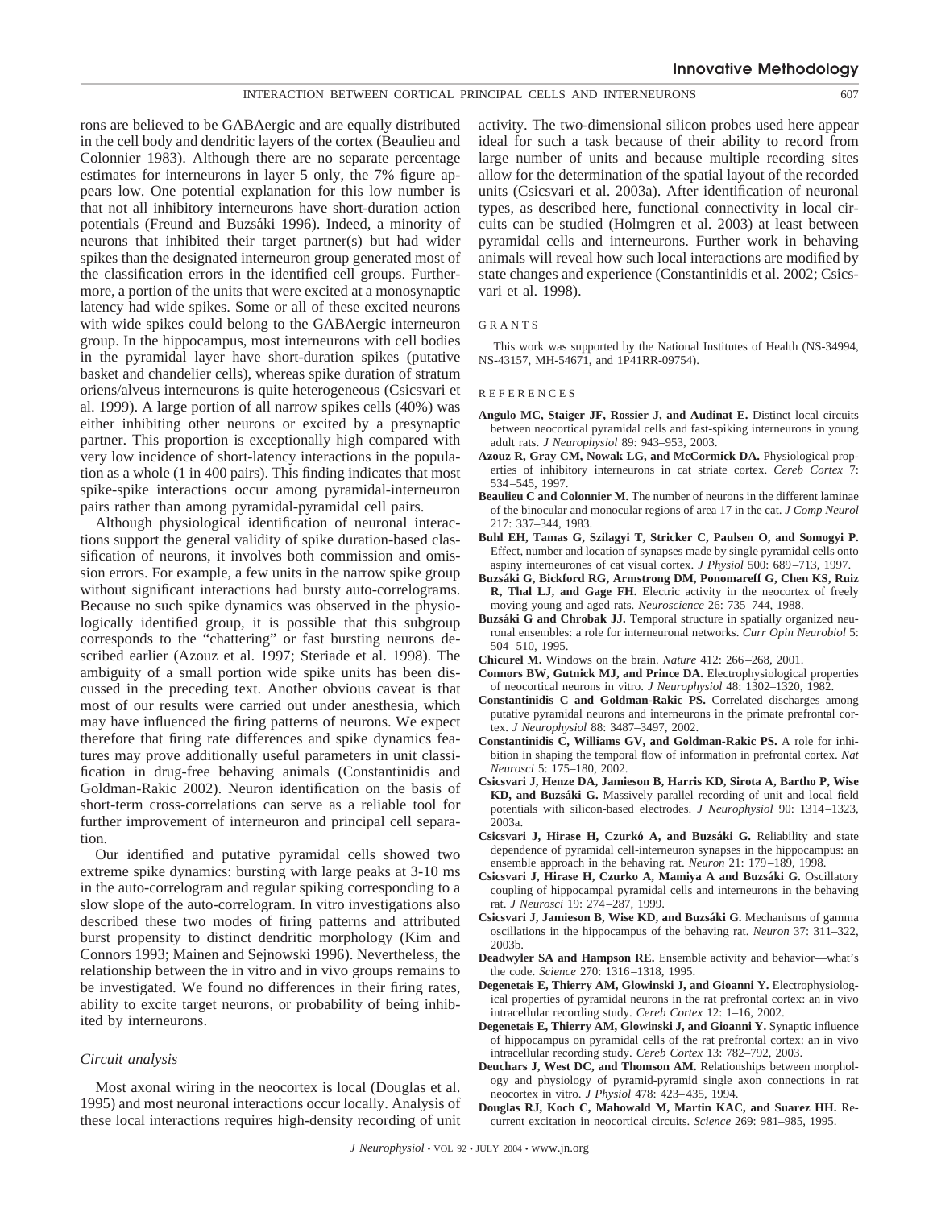rons are believed to be GABAergic and are equally distributed in the cell body and dendritic layers of the cortex (Beaulieu and Colonnier 1983). Although there are no separate percentage estimates for interneurons in layer 5 only, the 7% figure appears low. One potential explanation for this low number is that not all inhibitory interneurons have short-duration action potentials (Freund and Buzsáki 1996). Indeed, a minority of neurons that inhibited their target partner(s) but had wider spikes than the designated interneuron group generated most of the classification errors in the identified cell groups. Furthermore, a portion of the units that were excited at a monosynaptic latency had wide spikes. Some or all of these excited neurons with wide spikes could belong to the GABAergic interneuron group. In the hippocampus, most interneurons with cell bodies in the pyramidal layer have short-duration spikes (putative basket and chandelier cells), whereas spike duration of stratum oriens/alveus interneurons is quite heterogeneous (Csicsvari et al. 1999). A large portion of all narrow spikes cells (40%) was either inhibiting other neurons or excited by a presynaptic partner. This proportion is exceptionally high compared with very low incidence of short-latency interactions in the population as a whole (1 in 400 pairs). This finding indicates that most spike-spike interactions occur among pyramidal-interneuron pairs rather than among pyramidal-pyramidal cell pairs.

Although physiological identification of neuronal interactions support the general validity of spike duration-based classification of neurons, it involves both commission and omission errors. For example, a few units in the narrow spike group without significant interactions had bursty auto-correlograms. Because no such spike dynamics was observed in the physiologically identified group, it is possible that this subgroup corresponds to the "chattering" or fast bursting neurons described earlier (Azouz et al. 1997; Steriade et al. 1998). The ambiguity of a small portion wide spike units has been discussed in the preceding text. Another obvious caveat is that most of our results were carried out under anesthesia, which may have influenced the firing patterns of neurons. We expect therefore that firing rate differences and spike dynamics features may prove additionally useful parameters in unit classification in drug-free behaving animals (Constantinidis and Goldman-Rakic 2002). Neuron identification on the basis of short-term cross-correlations can serve as a reliable tool for further improvement of interneuron and principal cell separation.

Our identified and putative pyramidal cells showed two extreme spike dynamics: bursting with large peaks at 3-10 ms in the auto-correlogram and regular spiking corresponding to a slow slope of the auto-correlogram. In vitro investigations also described these two modes of firing patterns and attributed burst propensity to distinct dendritic morphology (Kim and Connors 1993; Mainen and Sejnowski 1996). Nevertheless, the relationship between the in vitro and in vivo groups remains to be investigated. We found no differences in their firing rates, ability to excite target neurons, or probability of being inhibited by interneurons.

### *Circuit analysis*

Most axonal wiring in the neocortex is local (Douglas et al. 1995) and most neuronal interactions occur locally. Analysis of these local interactions requires high-density recording of unit activity. The two-dimensional silicon probes used here appear ideal for such a task because of their ability to record from large number of units and because multiple recording sites allow for the determination of the spatial layout of the recorded units (Csicsvari et al. 2003a). After identification of neuronal types, as described here, functional connectivity in local circuits can be studied (Holmgren et al. 2003) at least between pyramidal cells and interneurons. Further work in behaving animals will reveal how such local interactions are modified by state changes and experience (Constantinidis et al. 2002; Csicsvari et al. 1998).

## GRANTS

This work was supported by the National Institutes of Health (NS-34994, NS-43157, MH-54671, and 1P41RR-09754).

## REFERENCES

**Angulo MC, Staiger JF, Rossier J, and Audinat E.** Distinct local circuits between neocortical pyramidal cells and fast-spiking interneurons in young adult rats. *J Neurophysiol* 89: 943–953, 2003.

**Azouz R, Gray CM, Nowak LG, and McCormick DA.** Physiological properties of inhibitory interneurons in cat striate cortex. *Cereb Cortex* 7: 534–545, 1997.

**Beaulieu C and Colonnier M.** The number of neurons in the different laminae of the binocular and monocular regions of area 17 in the cat. *J Comp Neurol* 217: 337–344, 1983.

**Buhl EH, Tamas G, Szilagyi T, Stricker C, Paulsen O, and Somogyi P.** Effect, number and location of synapses made by single pyramidal cells onto aspiny interneurones of cat visual cortex. *J Physiol* 500: 689–713, 1997.

**Buzsáki G, Bickford RG, Armstrong DM, Ponomareff G, Chen KS, Ruiz R, Thal LJ, and Gage FH.** Electric activity in the neocortex of freely moving young and aged rats. *Neuroscience* 26: 735–744, 1988.

**Buzsáki G and Chrobak JJ.** Temporal structure in spatially organized neuronal ensembles: a role for interneuronal networks. *Curr Opin Neurobiol* 5: 504–510, 1995.

**Chicurel M.** Windows on the brain. *Nature* 412: 266–268, 2001.

**Connors BW, Gutnick MJ, and Prince DA.** Electrophysiological properties of neocortical neurons in vitro. *J Neurophysiol* 48: 1302–1320, 1982.

**Constantinidis C and Goldman-Rakic PS.** Correlated discharges among putative pyramidal neurons and interneurons in the primate prefrontal cortex. *J Neurophysiol* 88: 3487–3497, 2002.

**Constantinidis C, Williams GV, and Goldman-Rakic PS.** A role for inhibition in shaping the temporal flow of information in prefrontal cortex. *Nat Neurosci* 5: 175–180, 2002.

**Csicsvari J, Henze DA, Jamieson B, Harris KD, Sirota A, Bartho P, Wise KD, and Buzsáki G.** Massively parallel recording of unit and local field potentials with silicon-based electrodes. *J Neurophysiol* 90: 1314–1323, 2003a.

**Csicsvari J, Hirase H, Czurkó A, and Buzsáki G.** Reliability and state dependence of pyramidal cell-interneuron synapses in the hippocampus: an ensemble approach in the behaving rat. *Neuron* 21: 179–189, 1998.

**Csicsvari J, Hirase H, Czurko A, Mamiya A and Buzsáki G.** Oscillatory coupling of hippocampal pyramidal cells and interneurons in the behaving rat. *J Neurosci* 19: 274–287, 1999.

**Csicsvari J, Jamieson B, Wise KD, and Buzsáki G.** Mechanisms of gamma oscillations in the hippocampus of the behaving rat. *Neuron* 37: 311–322, 2003b.

**Deadwyler SA and Hampson RE.** Ensemble activity and behavior—what's the code. *Science* 270: 1316–1318, 1995.

**Degenetais E, Thierry AM, Glowinski J, and Gioanni Y.** Electrophysiological properties of pyramidal neurons in the rat prefrontal cortex: an in vivo intracellular recording study. *Cereb Cortex* 12: 1–16, 2002.

**Degenetais E, Thierry AM, Glowinski J, and Gioanni Y.** Synaptic influence of hippocampus on pyramidal cells of the rat prefrontal cortex: an in vivo intracellular recording study. *Cereb Cortex* 13: 782–792, 2003.

**Deuchars J, West DC, and Thomson AM.** Relationships between morphology and physiology of pyramid-pyramid single axon connections in rat neocortex in vitro. *J Physiol* 478: 423–435, 1994.

**Douglas RJ, Koch C, Mahowald M, Martin KAC, and Suarez HH.** Recurrent excitation in neocortical circuits. *Science* 269: 981–985, 1995.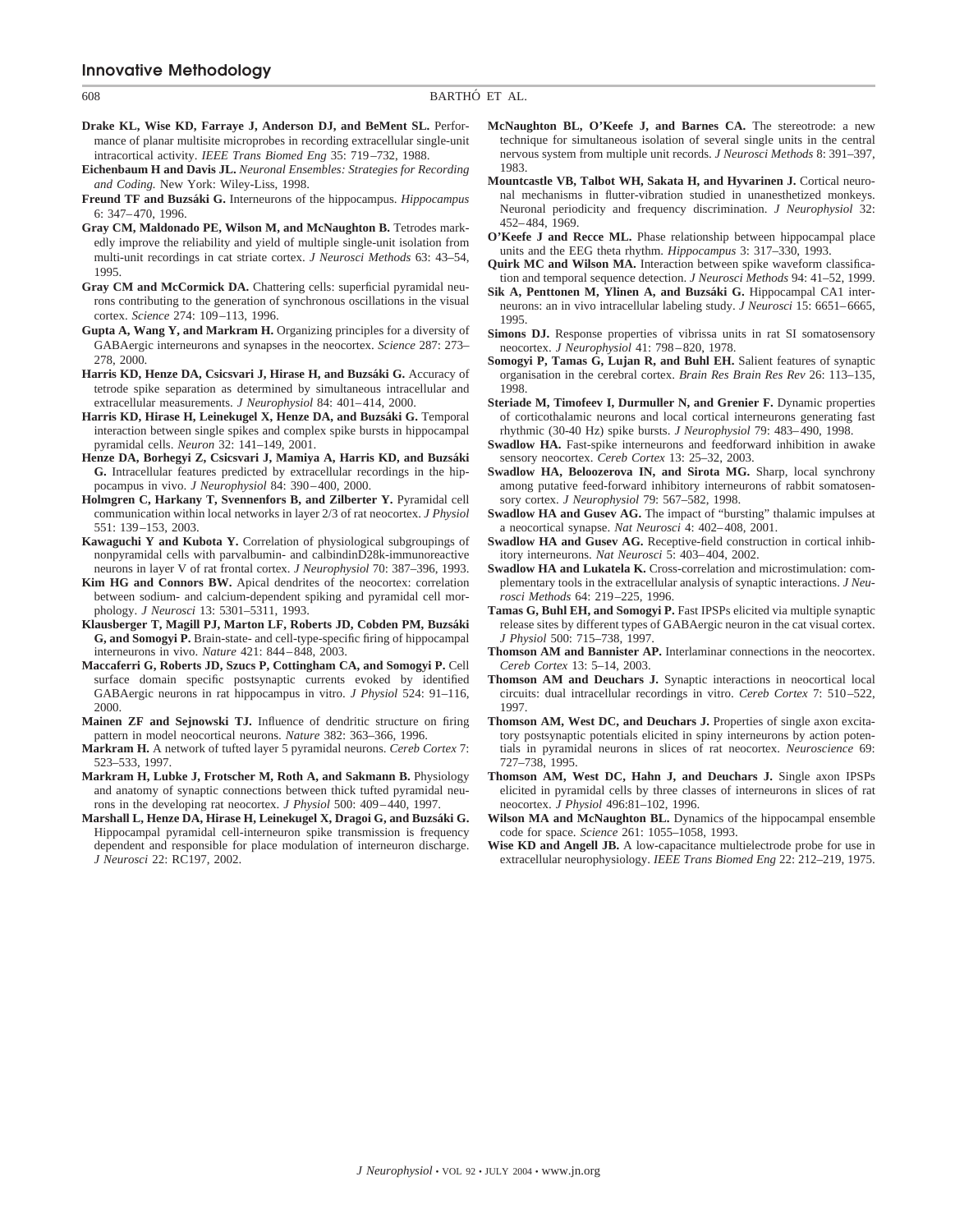**Drake KL, Wise KD, Farraye J, Anderson DJ, and BeMent SL.** Performance of planar multisite microprobes in recording extracellular single-unit intracortical activity. *IEEE Trans Biomed Eng* 35: 719–732, 1988.

**Eichenbaum H and Davis JL.** *Neuronal Ensembles: Strategies for Recording and Coding.* New York: Wiley-Liss, 1998.

**Freund TF and Buzsáki G.** Interneurons of the hippocampus. *Hippocampus* 6: 347–470, 1996.

**Gray CM, Maldonado PE, Wilson M, and McNaughton B.** Tetrodes markedly improve the reliability and yield of multiple single-unit isolation from multi-unit recordings in cat striate cortex. *J Neurosci Methods* 63: 43–54, 1995.

**Gray CM and McCormick DA.** Chattering cells: superficial pyramidal neurons contributing to the generation of synchronous oscillations in the visual cortex. *Science* 274: 109–113, 1996.

**Gupta A, Wang Y, and Markram H.** Organizing principles for a diversity of GABAergic interneurons and synapses in the neocortex. *Science* 287: 273–278, 2000.

**Harris KD, Henze DA, Csicsvari J, Hirase H, and Buzsáki G.** Accuracy of tetrode spike separation as determined by simultaneous intracellular and extracellular measurements. *J Neurophysiol* 84: 401–414, 2000.

**Harris KD, Hirase H, Leinekugel X, Henze DA, and Buzsáki G.** Temporal interaction between single spikes and complex spike bursts in hippocampal pyramidal cells. *Neuron* 32: 141–149, 2001.

**Henze DA, Borhegyi Z, Csicsvari J, Mamiya A, Harris KD, and Buzsáki G.** Intracellular features predicted by extracellular recordings in the hippocampus in vivo. *J Neurophysiol* 84: 390–400, 2000.

**Holmgren C, Harkany T, Svennenfors B, and Zilberter Y.** Pyramidal cell communication within local networks in layer 2/3 of rat neocortex. *J Physiol* 551: 139–153, 2003.

**Kawaguchi Y and Kubota Y.** Correlation of physiological subgroupings of nonpyramidal cells with parvalbumin- and calbindinD28k-immunoreactive neurons in layer V of rat frontal cortex. *J Neurophysiol* 70: 387–396, 1993.

**Kim HG and Connors BW.** Apical dendrites of the neocortex: correlation between sodium- and calcium-dependent spiking and pyramidal cell morphology. *J Neurosci* 13: 5301–5311, 1993.

**Klausberger T, Magill PJ, Marton LF, Roberts JD, Cobden PM, Buzsáki G, and Somogyi P.** Brain-state- and cell-type-specific firing of hippocampal interneurons in vivo. *Nature* 421: 844–848, 2003.

**Maccaferri G, Roberts JD, Szucs P, Cottingham CA, and Somogyi P.** Cell surface domain specific postsynaptic currents evoked by identified GABAergic neurons in rat hippocampus in vitro. *J Physiol* 524: 91–116, 2000.

**Mainen ZF and Sejnowski TJ.** Influence of dendritic structure on firing pattern in model neocortical neurons. *Nature* 382: 363–366, 1996.

**Markram H.** A network of tufted layer 5 pyramidal neurons. *Cereb Cortex* 7: 523–533, 1997.

**Markram H, Lubke J, Frotscher M, Roth A, and Sakmann B.** Physiology and anatomy of synaptic connections between thick tufted pyramidal neurons in the developing rat neocortex. *J Physiol* 500: 409–440, 1997.

**Marshall L, Henze DA, Hirase H, Leinekugel X, Dragoi G, and Buzsáki G.** Hippocampal pyramidal cell-interneuron spike transmission is frequency dependent and responsible for place modulation of interneuron discharge. *J Neurosci* 22: RC197, 2002.

**McNaughton BL, O'Keefe J, and Barnes CA.** The stereotrode: a new technique for simultaneous isolation of several single units in the central nervous system from multiple unit records. *J Neurosci Methods* 8: 391–397, 1983.

**Mountcastle VB, Talbot WH, Sakata H, and Hyvarinen J.** Cortical neuronal mechanisms in flutter-vibration studied in unanesthetized monkeys. Neuronal periodicity and frequency discrimination. *J Neurophysiol* 32: 452–484, 1969.

**O'Keefe J and Recce ML.** Phase relationship between hippocampal place units and the EEG theta rhythm. *Hippocampus* 3: 317–330, 1993.

**Quirk MC and Wilson MA.** Interaction between spike waveform classification and temporal sequence detection. *J Neurosci Methods* 94: 41–52, 1999.

**Sik A, Penttonen M, Ylinen A, and Buzsáki G.** Hippocampal CA1 interneurons: an in vivo intracellular labeling study. *J Neurosci* 15: 6651–6665, 1995.

**Simons DJ.** Response properties of vibrissa units in rat SI somatosensory neocortex. *J Neurophysiol* 41: 798–820, 1978.

**Somogyi P, Tamas G, Lujan R, and Buhl EH.** Salient features of synaptic organisation in the cerebral cortex. *Brain Res Brain Res Rev* 26: 113–135, 1998.

**Steriade M, Timofeev I, Durmuller N, and Grenier F.** Dynamic properties of corticothalamic neurons and local cortical interneurons generating fast rhythmic (30-40 Hz) spike bursts. *J Neurophysiol* 79: 483–490, 1998.

**Swadlow HA.** Fast-spike interneurons and feedforward inhibition in awake sensory neocortex. *Cereb Cortex* 13: 25–32, 2003.

**Swadlow HA, Beloozerova IN, and Sirota MG.** Sharp, local synchrony among putative feed-forward inhibitory interneurons of rabbit somatosensory cortex. *J Neurophysiol* 79: 567–582, 1998.

**Swadlow HA and Gusev AG.** The impact of "bursting" thalamic impulses at a neocortical synapse. *Nat Neurosci* 4: 402–408, 2001.

**Swadlow HA and Gusev AG.** Receptive-field construction in cortical inhibitory interneurons. *Nat Neurosci* 5: 403–404, 2002.

**Swadlow HA and Lukatela K.** Cross-correlation and microstimulation: complementary tools in the extracellular analysis of synaptic interactions. *J Neurosci Methods* 64: 219–225, 1996.

**Tamas G, Buhl EH, and Somogyi P.** Fast IPSPs elicited via multiple synaptic release sites by different types of GABAergic neuron in the cat visual cortex. *J Physiol* 500: 715–738, 1997.

**Thomson AM and Bannister AP.** Interlaminar connections in the neocortex. *Cereb Cortex* 13: 5–14, 2003.

**Thomson AM and Deuchars J.** Synaptic interactions in neocortical local circuits: dual intracellular recordings in vitro. *Cereb Cortex* 7: 510–522, 1997.

**Thomson AM, West DC, and Deuchars J.** Properties of single axon excitatory postsynaptic potentials elicited in spiny interneurons by action potentials in pyramidal neurons in slices of rat neocortex. *Neuroscience* 69: 727–738, 1995.

**Thomson AM, West DC, Hahn J, and Deuchars J.** Single axon IPSPs elicited in pyramidal cells by three classes of interneurons in slices of rat neocortex. *J Physiol* 496:81–102, 1996.

**Wilson MA and McNaughton BL.** Dynamics of the hippocampal ensemble code for space. *Science* 261: 1055–1058, 1993.

**Wise KD and Angell JB.** A low-capacitance multielectrode probe for use in extracellular neurophysiology. *IEEE Trans Biomed Eng* 22: 212–219, 1975.